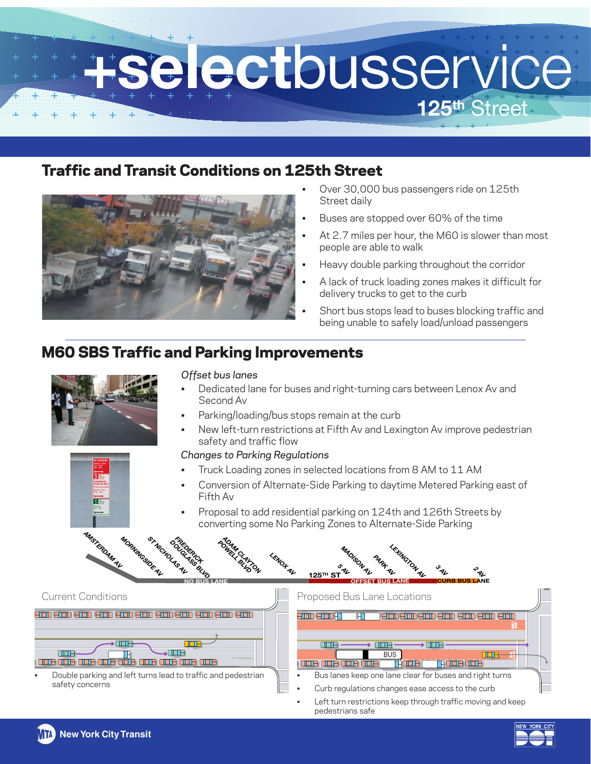# +selectbusservice

## 125th Street

## Traffic and Transit Conditions on 125th Street

- Over 30,000 bus passengers ride on 125th Street daily
- Buses are stopped over 60% of the time
- At 2.7 miles per hour, the M60 is slower than most people are able to walk
- Heavy double parking throughout the corridor
- A lack of truck loading zones makes it difficult for delivery trucks to get to the curb
- Short bus stops lead to buses blocking traffic and being unable to safely load/unload passengers

## M60 SBS Traffic and Parking Improvements

*Offset bus lanes*

- Dedicated lane for buses and right-turning cars between Lenox Av and Second Av
- Parking/loading/bus stops remain at the curb
- New left-turn restrictions at Fifth Av and Lexington Av improve pedestrian safety and traffic flow

*Changes to Parking Regulations*

- Truck Loading zones in selected locations from 8 AM to 11 AM
- Conversion of Alternate-Side Parking to daytime Metered Parking east of Fifth Av
- Proposal to add residential parking on 124th and 126th Streets by converting some No Parking Zones to Alternate-Side Parking

AMSTERDAM AV, MORNINGSIDE AV, ST NICHOLAS AV, FREDERICK DOUGLASS BLVD, ADAM CLAYTON POWELL BLVD, LENOX AV, 5 AV, MADISON AV, PARK AV, LEXINGTON AV, 3 AV, 2 AV

125TH ST — NO BUS LANE | OFFSET BUS LANE | CURB BUS LANE

Current Conditions

- Double parking and left turns lead to traffic and pedestrian safety concerns

Proposed Bus Lane Locations

- Bus lanes keep one lane clear for buses and right turns
- Curb regulations changes ease access to the curb
- Left turn restrictions keep through traffic moving and keep pedestrians safe

New York City Transit

NEW YORK CITY DOT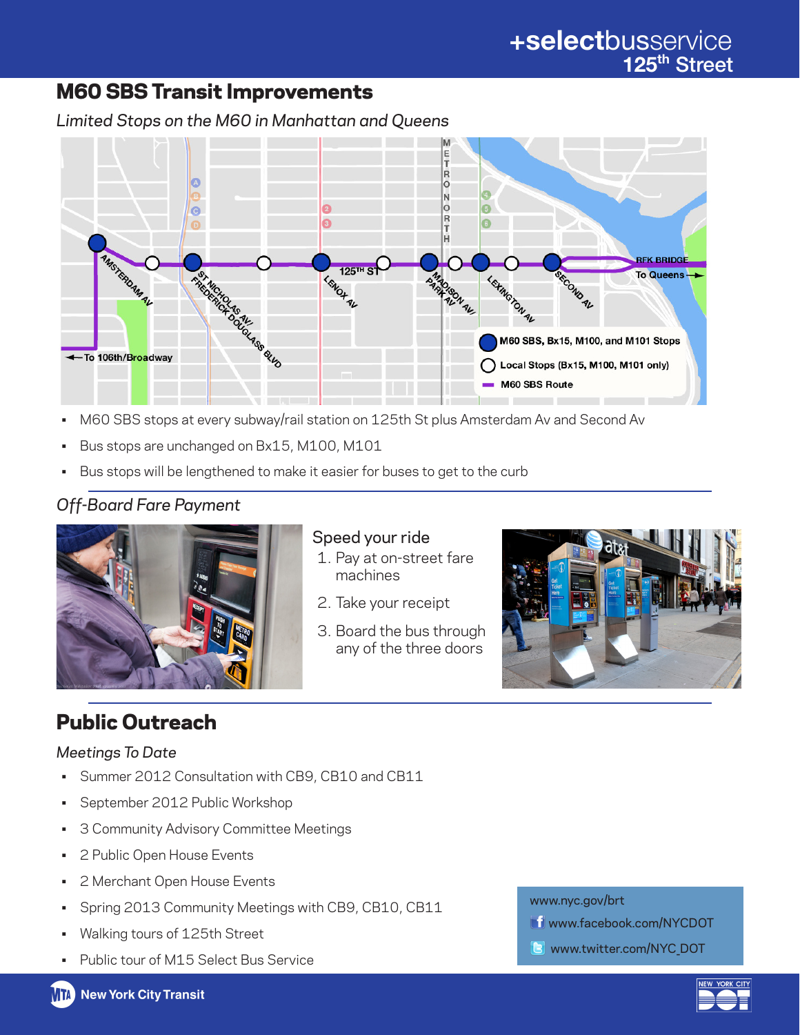+selectbusservice
125th Street

# M60 SBS Transit Improvements

*Limited Stops on the M60 in Manhattan and Queens*

AMSTERDAM AV
ST NICHOLAS AV/ FREDERICK DOUGLASS BLVD
LENOX AV
125TH ST
METRO NORTH
MADISON AV/ PARK AV
LEXINGTON AV
SECOND AV
RFK BRIDGE
To Queens
To 106th/Broadway

M60 SBS, Bx15, M100, and M101 Stops
Local Stops (Bx15, M100, M101 only)
M60 SBS Route

- M60 SBS stops at every subway/rail station on 125th St plus Amsterdam Av and Second Av
- Bus stops are unchanged on Bx15, M100, M101
- Bus stops will be lengthened to make it easier for buses to get to the curb

## *Off-Board Fare Payment*

Speed your ride

1. Pay at on-street fare machines
2. Take your receipt
3. Board the bus through any of the three doors

# Public Outreach

*Meetings To Date*

- Summer 2012 Consultation with CB9, CB10 and CB11
- September 2012 Public Workshop
- 3 Community Advisory Committee Meetings
- 2 Public Open House Events
- 2 Merchant Open House Events
- Spring 2013 Community Meetings with CB9, CB10, CB11
- Walking tours of 125th Street
- Public tour of M15 Select Bus Service

www.nyc.gov/brt
www.facebook.com/NYCDOT
www.twitter.com/NYC_DOT

New York City Transit

NEW YORK CITY DOT